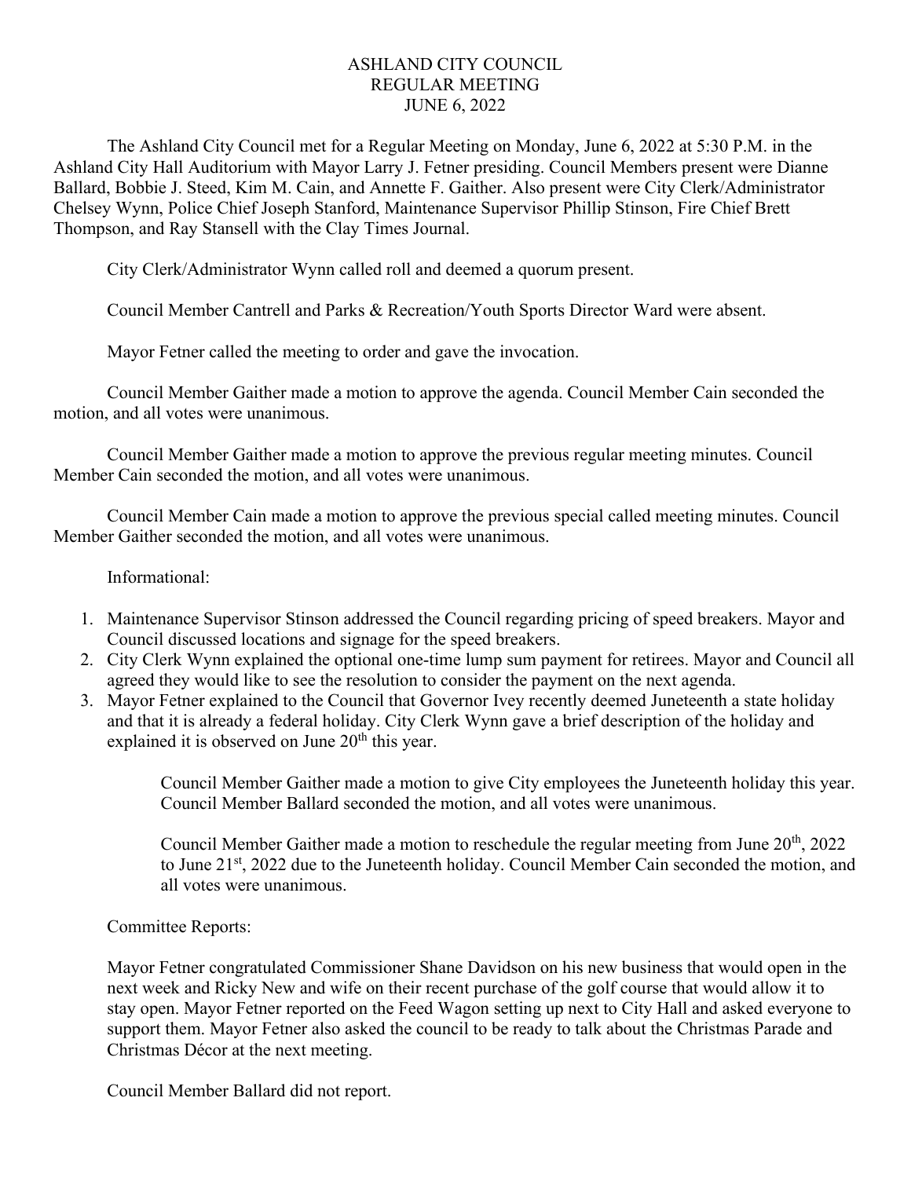# ASHLAND CITY COUNCIL
## REGULAR MEETING
## JUNE 6, 2022

The Ashland City Council met for a Regular Meeting on Monday, June 6, 2022 at 5:30 P.M. in the Ashland City Hall Auditorium with Mayor Larry J. Fetner presiding. Council Members present were Dianne Ballard, Bobbie J. Steed, Kim M. Cain, and Annette F. Gaither. Also present were City Clerk/Administrator Chelsey Wynn, Police Chief Joseph Stanford, Maintenance Supervisor Phillip Stinson, Fire Chief Brett Thompson, and Ray Stansell with the Clay Times Journal.

City Clerk/Administrator Wynn called roll and deemed a quorum present.

Council Member Cantrell and Parks & Recreation/Youth Sports Director Ward were absent.

Mayor Fetner called the meeting to order and gave the invocation.

Council Member Gaither made a motion to approve the agenda. Council Member Cain seconded the motion, and all votes were unanimous.

Council Member Gaither made a motion to approve the previous regular meeting minutes. Council Member Cain seconded the motion, and all votes were unanimous.

Council Member Cain made a motion to approve the previous special called meeting minutes. Council Member Gaither seconded the motion, and all votes were unanimous.

Informational:

1. Maintenance Supervisor Stinson addressed the Council regarding pricing of speed breakers. Mayor and Council discussed locations and signage for the speed breakers.
2. City Clerk Wynn explained the optional one-time lump sum payment for retirees. Mayor and Council all agreed they would like to see the resolution to consider the payment on the next agenda.
3. Mayor Fetner explained to the Council that Governor Ivey recently deemed Juneteenth a state holiday and that it is already a federal holiday. City Clerk Wynn gave a brief description of the holiday and explained it is observed on June 20th this year.

   Council Member Gaither made a motion to give City employees the Juneteenth holiday this year. Council Member Ballard seconded the motion, and all votes were unanimous.

   Council Member Gaither made a motion to reschedule the regular meeting from June 20th, 2022 to June 21st, 2022 due to the Juneteenth holiday. Council Member Cain seconded the motion, and all votes were unanimous.

Committee Reports:

Mayor Fetner congratulated Commissioner Shane Davidson on his new business that would open in the next week and Ricky New and wife on their recent purchase of the golf course that would allow it to stay open. Mayor Fetner reported on the Feed Wagon setting up next to City Hall and asked everyone to support them. Mayor Fetner also asked the council to be ready to talk about the Christmas Parade and Christmas Décor at the next meeting.

Council Member Ballard did not report.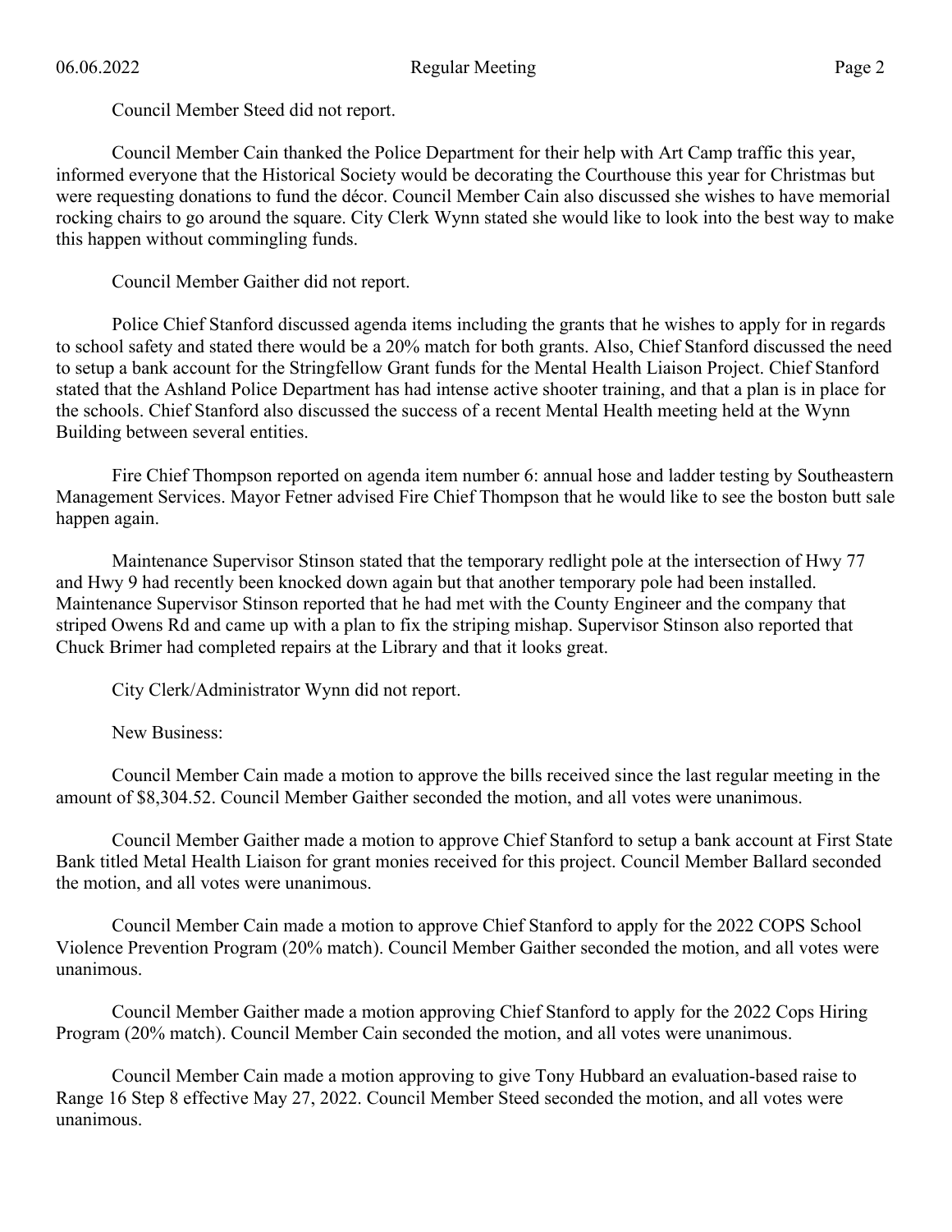Council Member Steed did not report.

Council Member Cain thanked the Police Department for their help with Art Camp traffic this year, informed everyone that the Historical Society would be decorating the Courthouse this year for Christmas but were requesting donations to fund the décor. Council Member Cain also discussed she wishes to have memorial rocking chairs to go around the square. City Clerk Wynn stated she would like to look into the best way to make this happen without commingling funds.

Council Member Gaither did not report.

Police Chief Stanford discussed agenda items including the grants that he wishes to apply for in regards to school safety and stated there would be a 20% match for both grants. Also, Chief Stanford discussed the need to setup a bank account for the Stringfellow Grant funds for the Mental Health Liaison Project. Chief Stanford stated that the Ashland Police Department has had intense active shooter training, and that a plan is in place for the schools. Chief Stanford also discussed the success of a recent Mental Health meeting held at the Wynn Building between several entities.

Fire Chief Thompson reported on agenda item number 6: annual hose and ladder testing by Southeastern Management Services. Mayor Fetner advised Fire Chief Thompson that he would like to see the boston butt sale happen again.

Maintenance Supervisor Stinson stated that the temporary redlight pole at the intersection of Hwy 77 and Hwy 9 had recently been knocked down again but that another temporary pole had been installed. Maintenance Supervisor Stinson reported that he had met with the County Engineer and the company that striped Owens Rd and came up with a plan to fix the striping mishap. Supervisor Stinson also reported that Chuck Brimer had completed repairs at the Library and that it looks great.

City Clerk/Administrator Wynn did not report.

New Business:

Council Member Cain made a motion to approve the bills received since the last regular meeting in the amount of $8,304.52. Council Member Gaither seconded the motion, and all votes were unanimous.

Council Member Gaither made a motion to approve Chief Stanford to setup a bank account at First State Bank titled Metal Health Liaison for grant monies received for this project. Council Member Ballard seconded the motion, and all votes were unanimous.

Council Member Cain made a motion to approve Chief Stanford to apply for the 2022 COPS School Violence Prevention Program (20% match). Council Member Gaither seconded the motion, and all votes were unanimous.

Council Member Gaither made a motion approving Chief Stanford to apply for the 2022 Cops Hiring Program (20% match). Council Member Cain seconded the motion, and all votes were unanimous.

Council Member Cain made a motion approving to give Tony Hubbard an evaluation-based raise to Range 16 Step 8 effective May 27, 2022. Council Member Steed seconded the motion, and all votes were unanimous.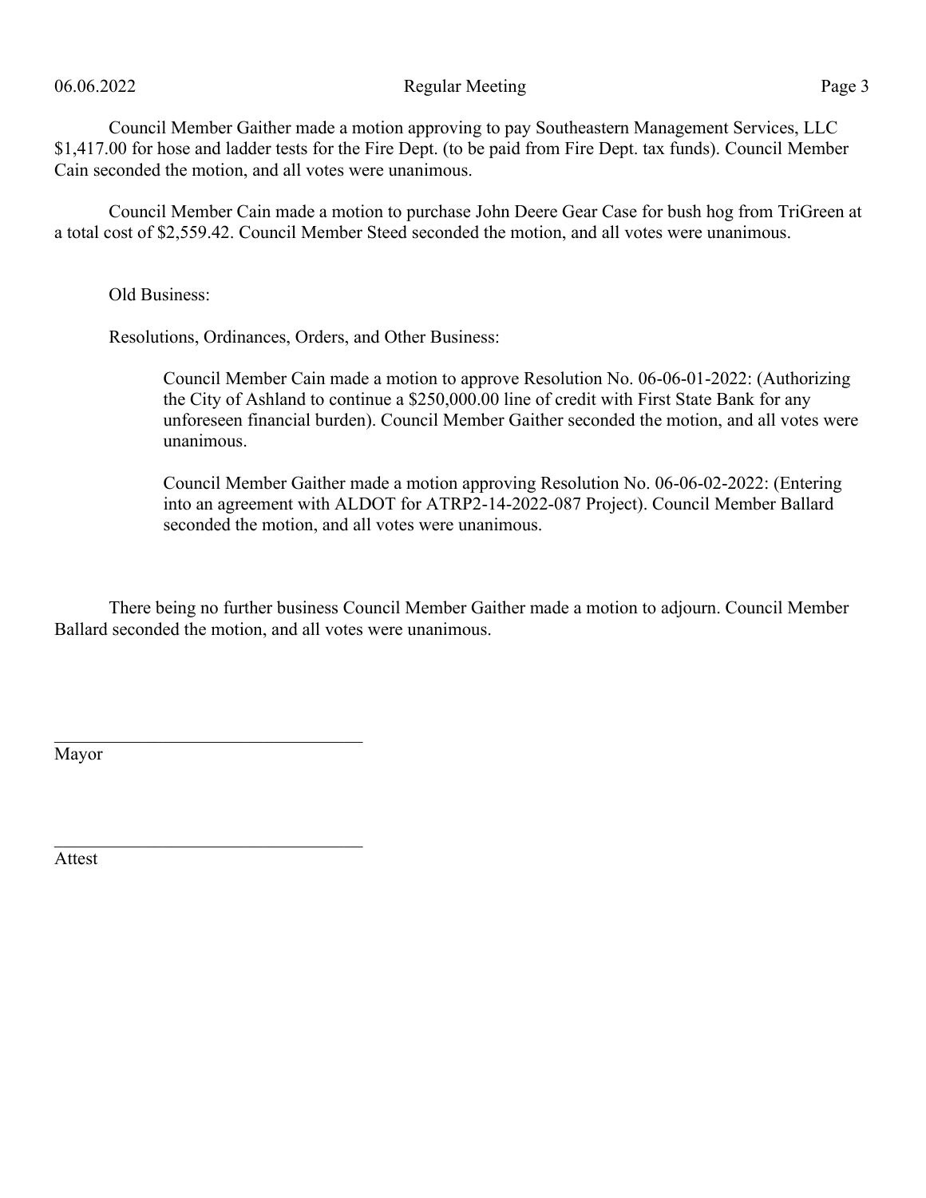Council Member Gaither made a motion approving to pay Southeastern Management Services, LLC $1,417.00 for hose and ladder tests for the Fire Dept. (to be paid from Fire Dept. tax funds). Council Member Cain seconded the motion, and all votes were unanimous.

Council Member Cain made a motion to purchase John Deere Gear Case for bush hog from TriGreen at a total cost of $2,559.42. Council Member Steed seconded the motion, and all votes were unanimous.

Old Business:

Resolutions, Ordinances, Orders, and Other Business:

> Council Member Cain made a motion to approve Resolution No. 06-06-01-2022: (Authorizing the City of Ashland to continue a $250,000.00 line of credit with First State Bank for any unforeseen financial burden). Council Member Gaither seconded the motion, and all votes were unanimous.
>
> Council Member Gaither made a motion approving Resolution No. 06-06-02-2022: (Entering into an agreement with ALDOT for ATRP2-14-2022-087 Project). Council Member Ballard seconded the motion, and all votes were unanimous.

There being no further business Council Member Gaither made a motion to adjourn. Council Member Ballard seconded the motion, and all votes were unanimous.

___________________________________
Mayor

___________________________________
Attest